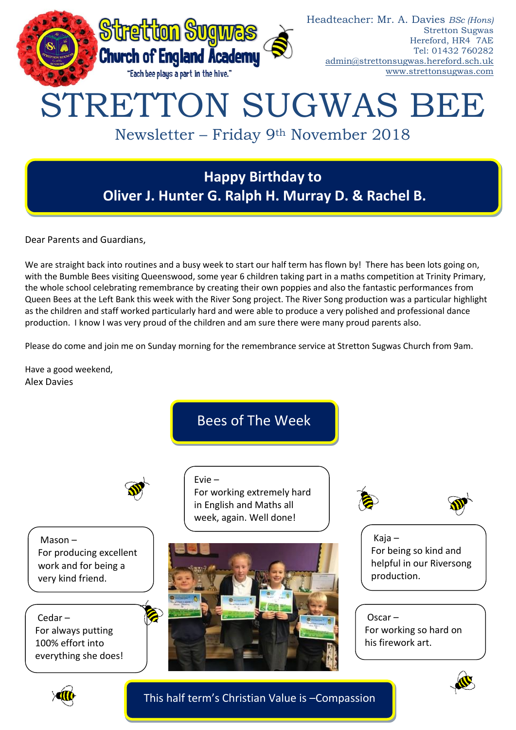Stretton Sugwas Church of England Academy

"Each bee plays a part in the hive."

Headteacher: Mr. A. Davies *BSc (Hons)*
Stretton Sugwas
Hereford, HR4 7AE
Tel: 01432 760282
admin@strettonsugwas.hereford.sch.uk
www.strettonsugwas.com

# STRETTON SUGWAS BEE

## Newsletter – Friday 9th November 2018

**Happy Birthday to**
**Oliver J. Hunter G. Ralph H. Murray D. & Rachel B.**

Dear Parents and Guardians,

We are straight back into routines and a busy week to start our half term has flown by! There has been lots going on, with the Bumble Bees visiting Queenswood, some year 6 children taking part in a maths competition at Trinity Primary, the whole school celebrating remembrance by creating their own poppies and also the fantastic performances from Queen Bees at the Left Bank this week with the River Song project. The River Song production was a particular highlight as the children and staff worked particularly hard and were able to produce a very polished and professional dance production. I know I was very proud of the children and am sure there were many proud parents also.

Please do come and join me on Sunday morning for the remembrance service at Stretton Sugwas Church from 9am.

Have a good weekend,
Alex Davies

## Bees of The Week

Evie –
For working extremely hard in English and Maths all week, again. Well done!

Mason –
For producing excellent work and for being a very kind friend.

Cedar –
For always putting 100% effort into everything she does!

Kaja –
For being so kind and helpful in our Riversong production.

Oscar –
For working so hard on his firework art.

This half term's Christian Value is –Compassion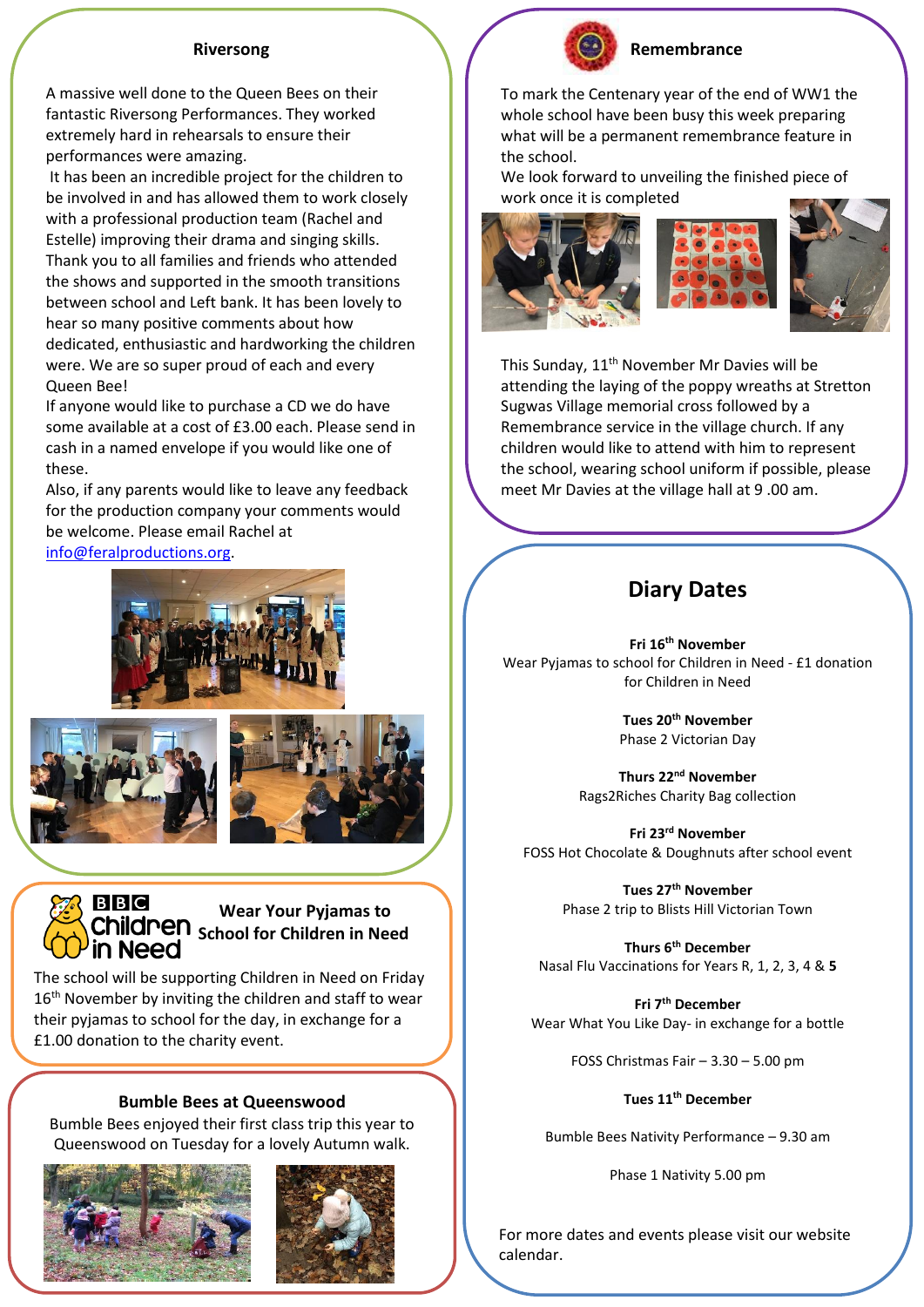## Riversong

A massive well done to the Queen Bees on their fantastic Riversong Performances. They worked extremely hard in rehearsals to ensure their performances were amazing.

It has been an incredible project for the children to be involved in and has allowed them to work closely with a professional production team (Rachel and Estelle) improving their drama and singing skills. Thank you to all families and friends who attended the shows and supported in the smooth transitions between school and Left bank. It has been lovely to hear so many positive comments about how dedicated, enthusiastic and hardworking the children were. We are so super proud of each and every Queen Bee!

If anyone would like to purchase a CD we do have some available at a cost of £3.00 each. Please send in cash in a named envelope if you would like one of these.

Also, if any parents would like to leave any feedback for the production company your comments would be welcome. Please email Rachel at [info@feralproductions.org](mailto:info@feralproductions.org).

## Wear Your Pyjamas to School for Children in Need

The school will be supporting Children in Need on Friday 16th November by inviting the children and staff to wear their pyjamas to school for the day, in exchange for a £1.00 donation to the charity event.

## Bumble Bees at Queenswood

Bumble Bees enjoyed their first class trip this year to Queenswood on Tuesday for a lovely Autumn walk.

## Remembrance

To mark the Centenary year of the end of WW1 the whole school have been busy this week preparing what will be a permanent remembrance feature in the school.

We look forward to unveiling the finished piece of work once it is completed

This Sunday, 11th November Mr Davies will be attending the laying of the poppy wreaths at Stretton Sugwas Village memorial cross followed by a Remembrance service in the village church. If any children would like to attend with him to represent the school, wearing school uniform if possible, please meet Mr Davies at the village hall at 9 .00 am.

## Diary Dates

**Fri 16th November**
Wear Pyjamas to school for Children in Need - £1 donation for Children in Need

**Tues 20th November**
Phase 2 Victorian Day

**Thurs 22nd November**
Rags2Riches Charity Bag collection

**Fri 23rd November**
FOSS Hot Chocolate & Doughnuts after school event

**Tues 27th November**
Phase 2 trip to Blists Hill Victorian Town

**Thurs 6th December**
Nasal Flu Vaccinations for Years R, 1, 2, 3, 4 & **5**

**Fri 7th December**
Wear What You Like Day- in exchange for a bottle

FOSS Christmas Fair – 3.30 – 5.00 pm

**Tues 11th December**

Bumble Bees Nativity Performance – 9.30 am

Phase 1 Nativity 5.00 pm

For more dates and events please visit our website calendar.